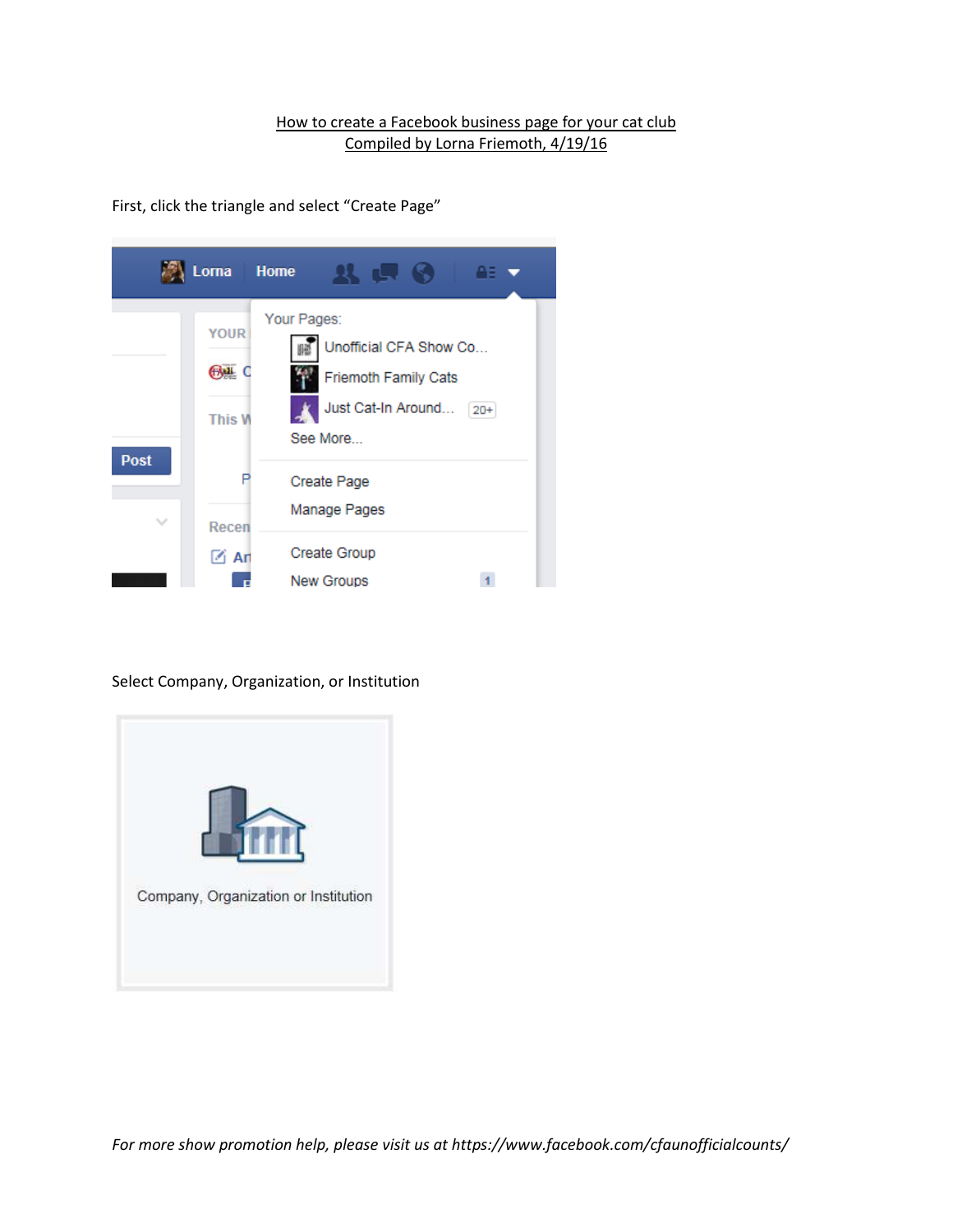How to create a Facebook business page for your cat club
Compiled by Lorna Friemoth, 4/19/16

First, click the triangle and select "Create Page"

Select Company, Organization, or Institution

*For more show promotion help, please visit us at https://www.facebook.com/cfaunofficialcounts/*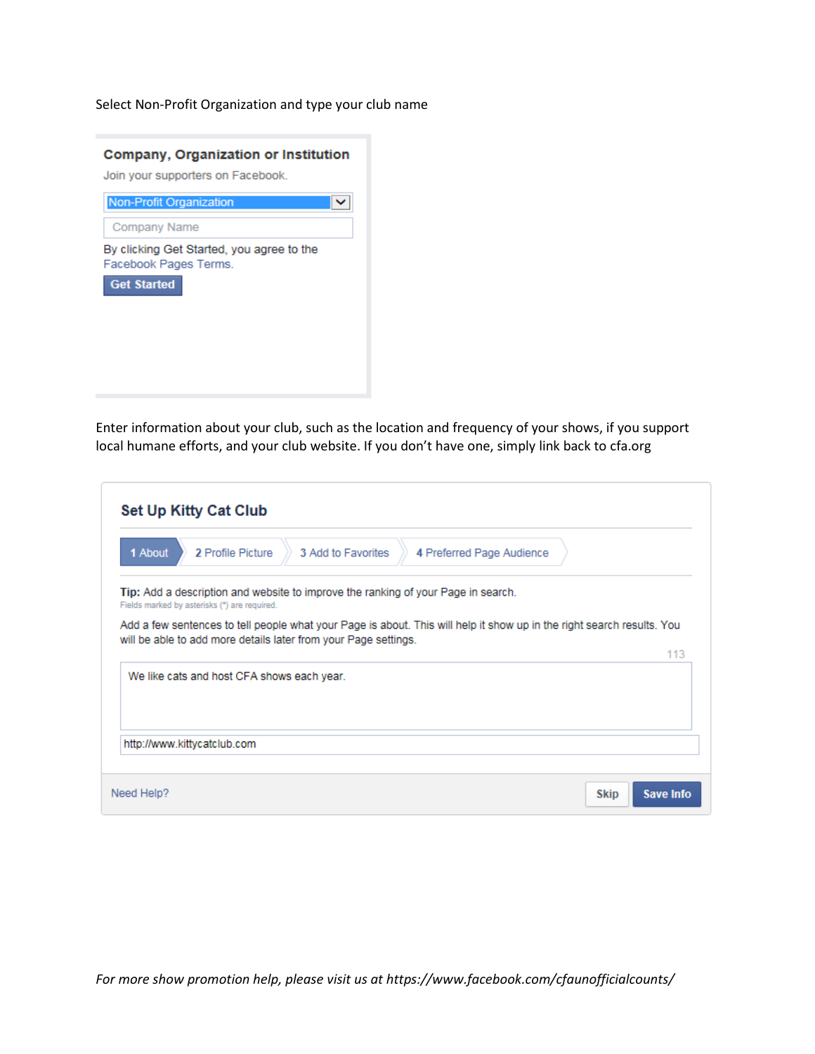Select Non-Profit Organization and type your club name

**Company, Organization or Institution**

Join your supporters on Facebook.

Non-Profit Organization

Company Name

By clicking Get Started, you agree to the Facebook Pages Terms.

Get Started

Enter information about your club, such as the location and frequency of your shows, if you support local humane efforts, and your club website. If you don't have one, simply link back to cfa.org

**Set Up Kitty Cat Club**

1 About | 2 Profile Picture | 3 Add to Favorites | 4 Preferred Page Audience

**Tip:** Add a description and website to improve the ranking of your Page in search.

Fields marked by asterisks (*) are required.

Add a few sentences to tell people what your Page is about. This will help it show up in the right search results. You will be able to add more details later from your Page settings.

113

We like cats and host CFA shows each year.

http://www.kittycatclub.com

Need Help?

Skip | Save Info

*For more show promotion help, please visit us at https://www.facebook.com/cfaunofficialcounts/*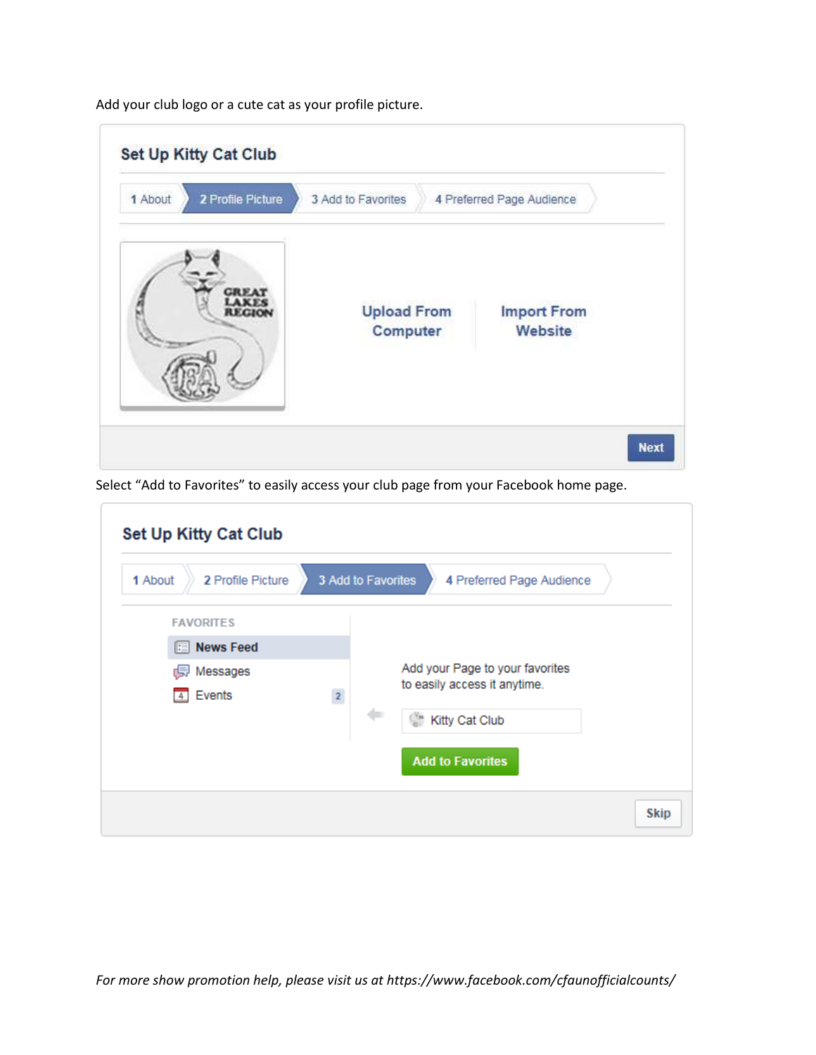Add your club logo or a cute cat as your profile picture.

Set Up Kitty Cat Club

1 About | 2 Profile Picture | 3 Add to Favorites | 4 Preferred Page Audience

GREAT LAKES REGION

Upload From Computer

Import From Website

Next

Select "Add to Favorites" to easily access your club page from your Facebook home page.

Set Up Kitty Cat Club

1 About | 2 Profile Picture | 3 Add to Favorites | 4 Preferred Page Audience

FAVORITES

News Feed

Messages

Events 2

Add your Page to your favorites to easily access it anytime.

Kitty Cat Club

Add to Favorites

Skip

*For more show promotion help, please visit us at https://www.facebook.com/cfaunofficialcounts/*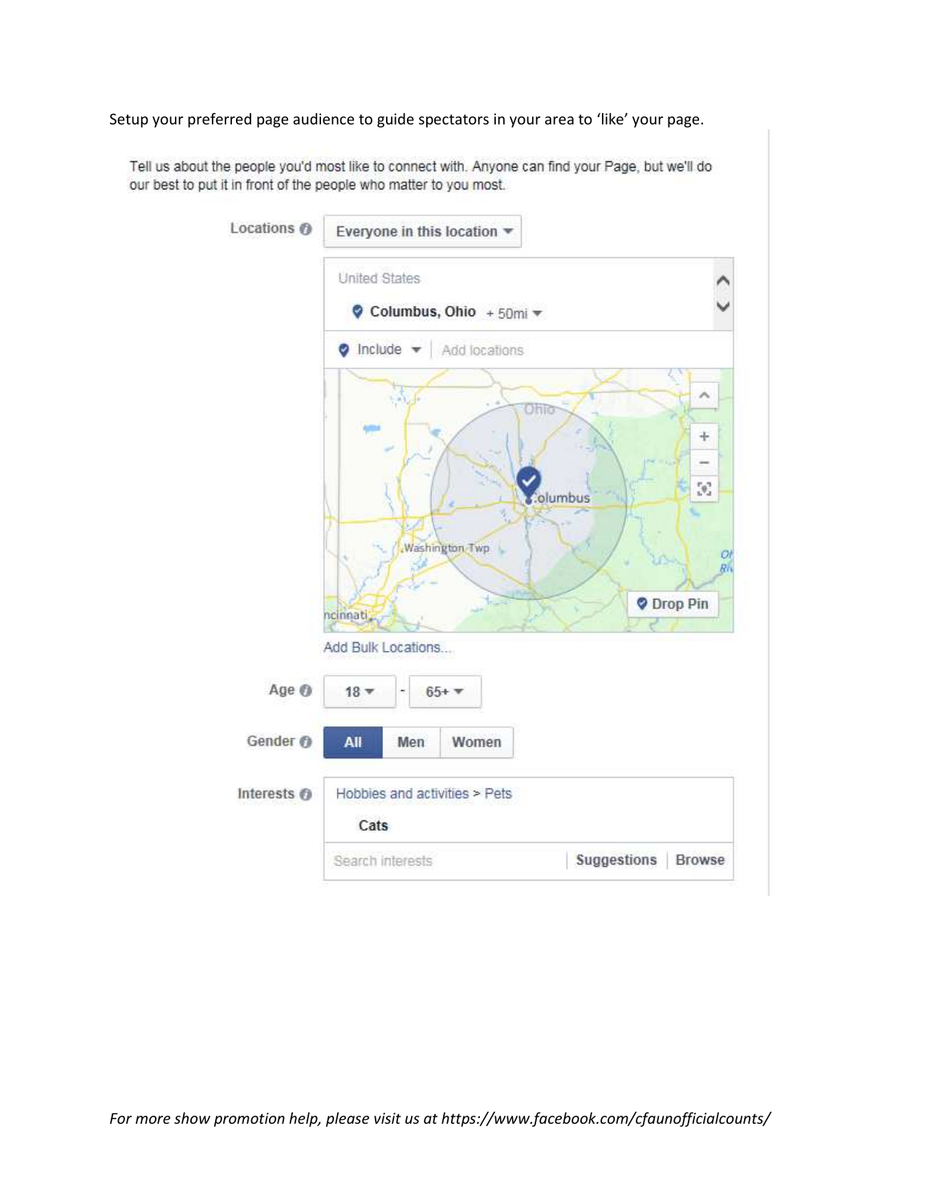Setup your preferred page audience to guide spectators in your area to 'like' your page.

Tell us about the people you'd most like to connect with. Anyone can find your Page, but we'll do our best to put it in front of the people who matter to you most.

Locations: Everyone in this location

United States

Columbus, Ohio + 50mi

Include | Add locations

Add Bulk Locations...

Age: 18 - 65+

Gender: All | Men | Women

Interests: Hobbies and activities > Pets

Cats

Search interests | Suggestions | Browse

*For more show promotion help, please visit us at https://www.facebook.com/cfaunofficialcounts/*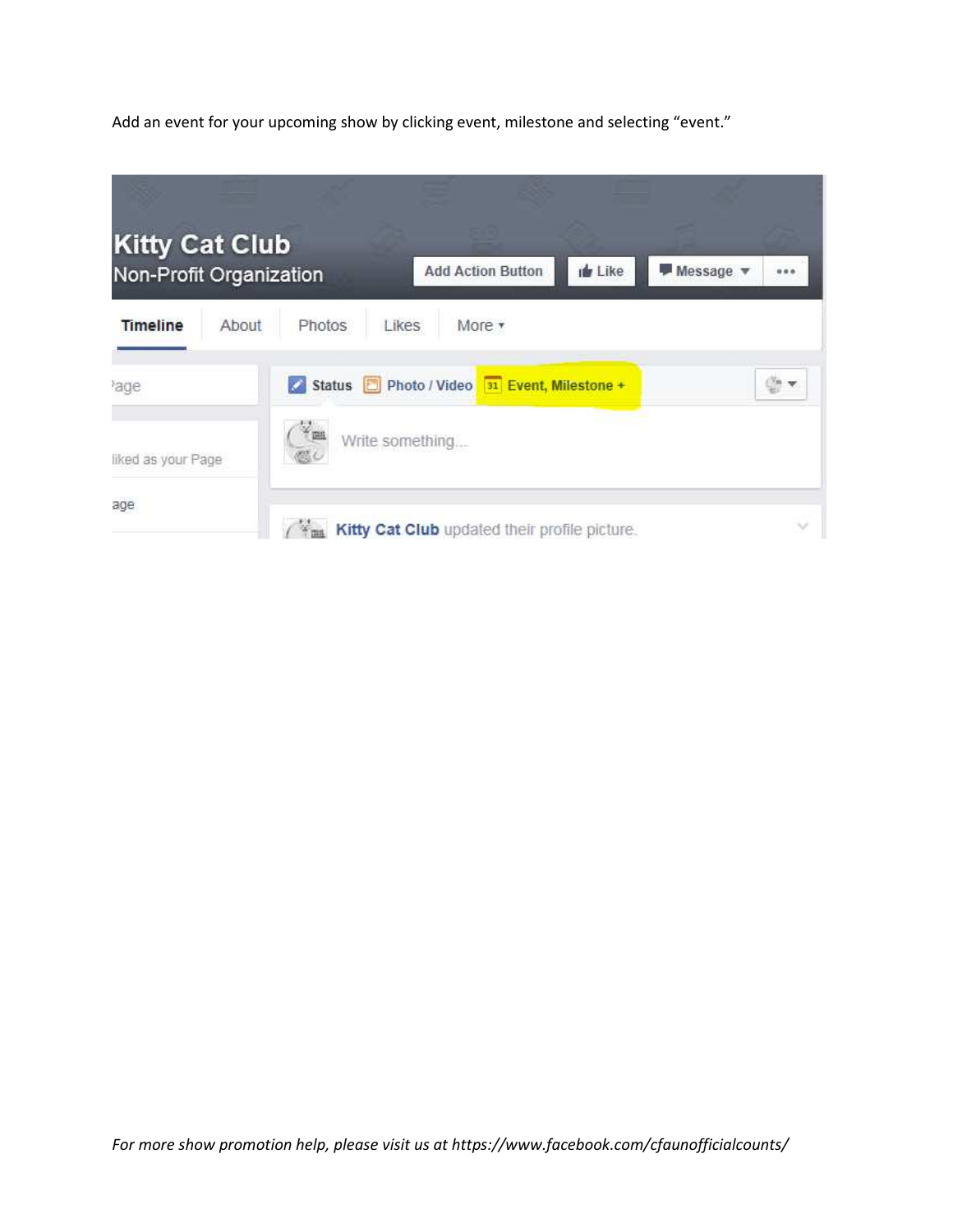Add an event for your upcoming show by clicking event, milestone and selecting "event."

*For more show promotion help, please visit us at https://www.facebook.com/cfaunofficialcounts/*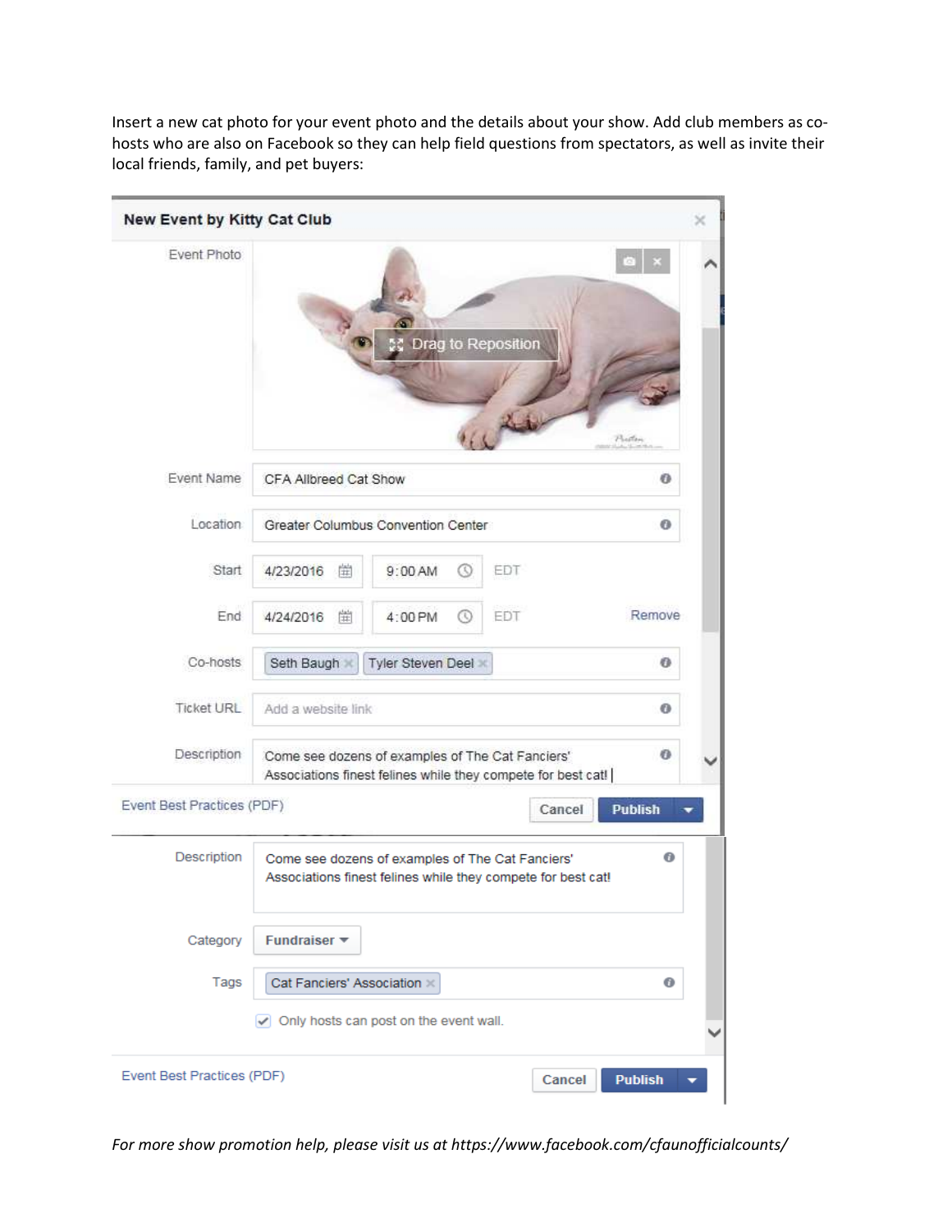Insert a new cat photo for your event photo and the details about your show. Add club members as co-hosts who are also on Facebook so they can help field questions from spectators, as well as invite their local friends, family, and pet buyers:

*For more show promotion help, please visit us at https://www.facebook.com/cfaunofficialcounts/*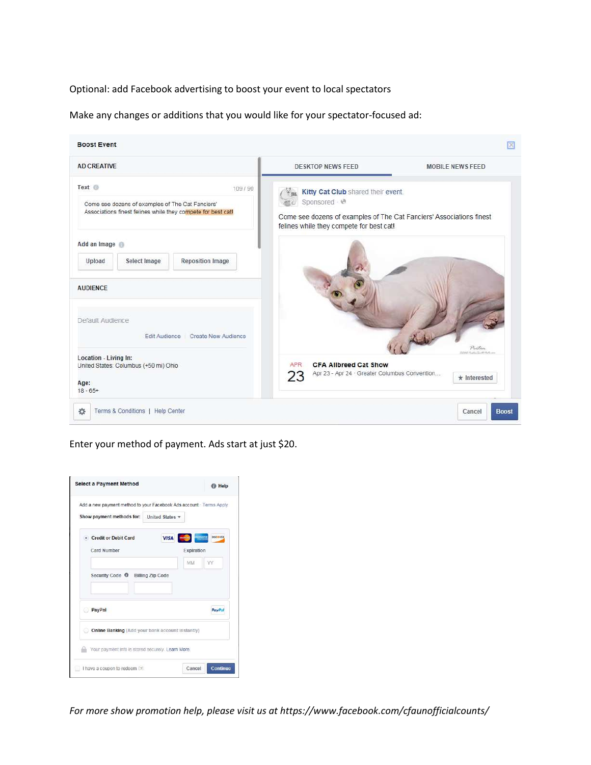Optional: add Facebook advertising to boost your event to local spectators

Make any changes or additions that you would like for your spectator-focused ad:

Boost Event

AD CREATIVE

Text 109 / 90

Come see dozens of examples of The Cat Fanciers' Associations finest felines while they compete for best cat!

Add an Image

Upload | Select Image | Reposition Image

AUDIENCE

Default Audience

Edit Audience | Create New Audience

Location - Living In:
United States: Columbus (+50 mi) Ohio

Age:
18 - 65+

DESKTOP NEWS FEED | MOBILE NEWS FEED

Kitty Cat Club shared their event.
Sponsored

Come see dozens of examples of The Cat Fanciers' Associations finest felines while they compete for best cat!

APR 23 — CFA Allbreed Cat Show
Apr 23 - Apr 24 · Greater Columbus Convention...

★ Interested

Terms & Conditions | Help Center

Cancel | Boost

Enter your method of payment. Ads start at just $20.

Select a Payment Method — Help

Add a new payment method to your Facebook Ads account · Terms Apply

Show payment methods for: United States

Credit or Debit Card

Card Number

Expiration MM YY

Security Code | Billing Zip Code

PayPal

Online Banking (Add your bank account instantly)

Your payment info is stored securely. Learn More

I have a coupon to redeem

Cancel | Continue

*For more show promotion help, please visit us at https://www.facebook.com/cfaunofficialcounts/*